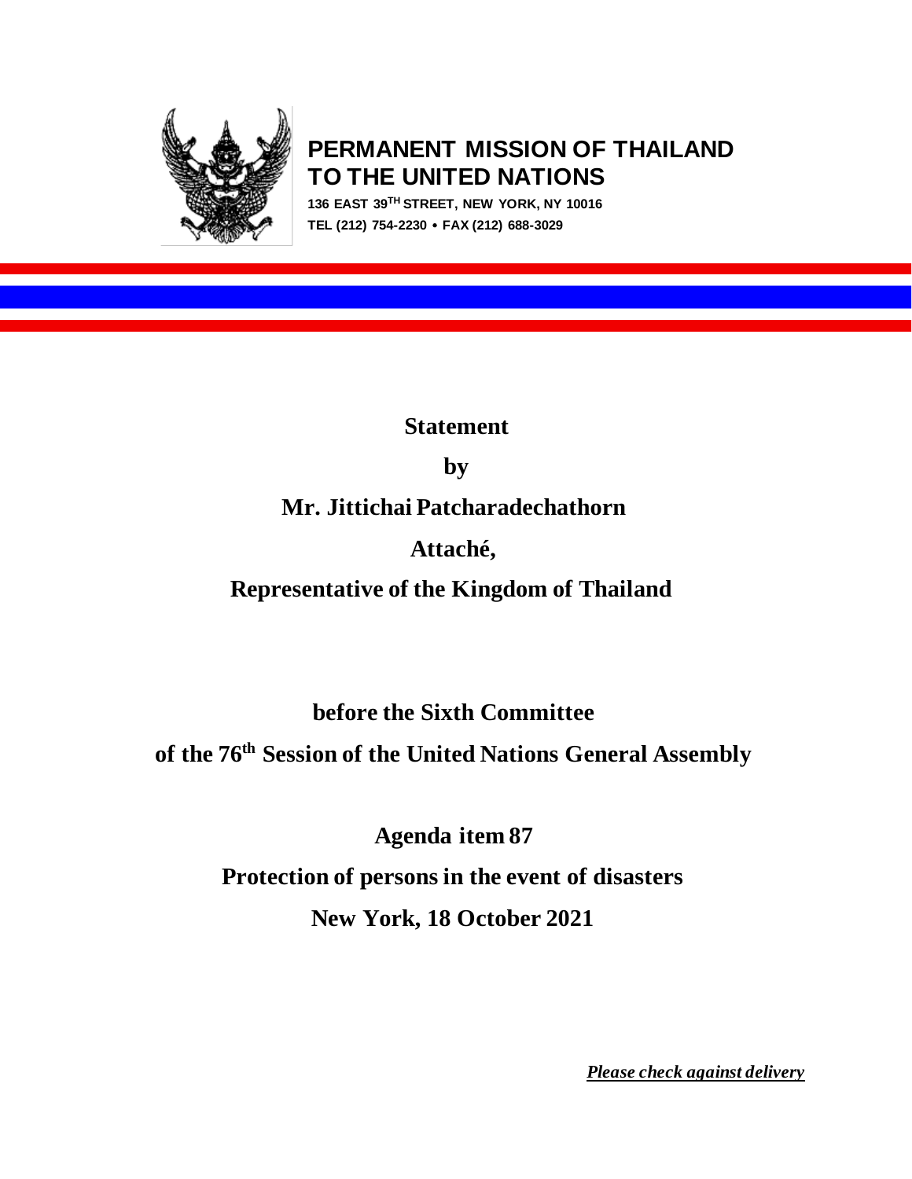# PERMANENT MISSION OF THAILAND TO THE UNITED NATIONS

**136 EAST 39TH STREET, NEW YORK, NY 10016**

**TEL (212) 754-2230 • FAX (212) 688-3029**

**Statement**

**by**

**Mr. Jittichai Patcharadechathorn**

**Attaché,**

**Representative of the Kingdom of Thailand**

**before the Sixth Committee**

**of the 76th Session of the United Nations General Assembly**

**Agenda item 87**

**Protection of persons in the event of disasters**

**New York, 18 October 2021**

***Please check against delivery***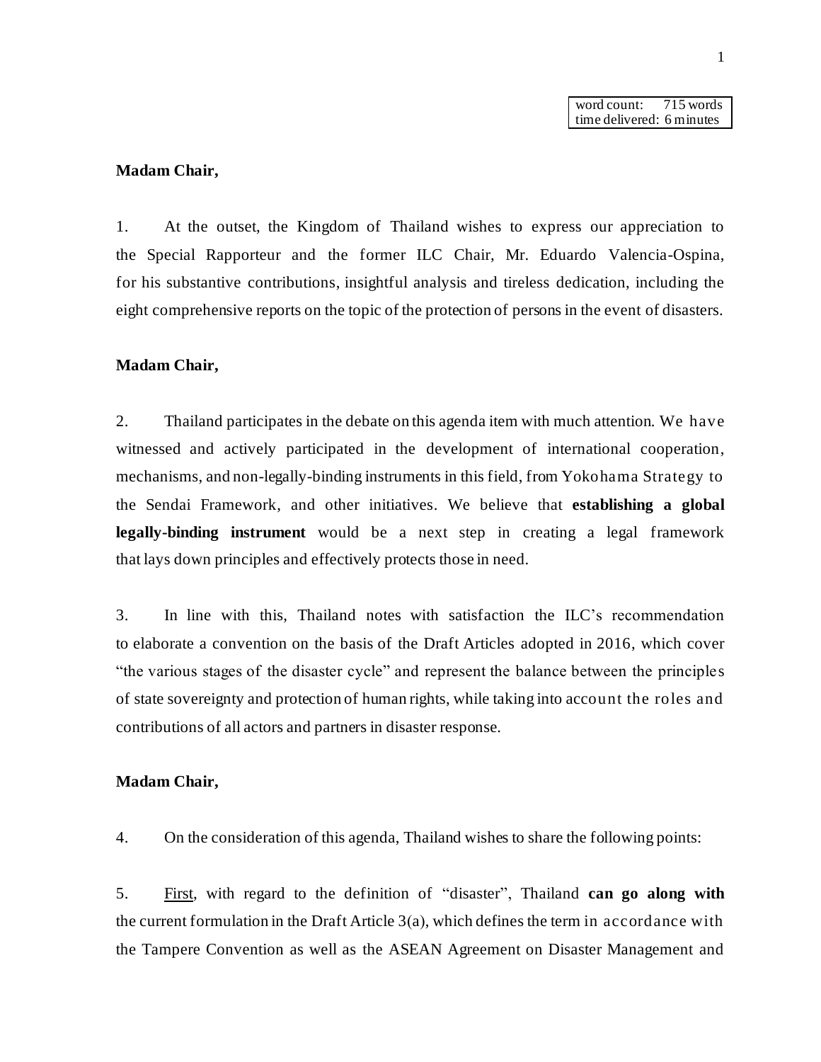word count: 715 words
time delivered: 6 minutes

**Madam Chair,**

1. At the outset, the Kingdom of Thailand wishes to express our appreciation to the Special Rapporteur and the former ILC Chair, Mr. Eduardo Valencia-Ospina, for his substantive contributions, insightful analysis and tireless dedication, including the eight comprehensive reports on the topic of the protection of persons in the event of disasters.

**Madam Chair,**

2. Thailand participates in the debate on this agenda item with much attention. We have witnessed and actively participated in the development of international cooperation, mechanisms, and non-legally-binding instruments in this field, from Yokohama Strategy to the Sendai Framework, and other initiatives. We believe that **establishing a global legally-binding instrument** would be a next step in creating a legal framework that lays down principles and effectively protects those in need.

3. In line with this, Thailand notes with satisfaction the ILC's recommendation to elaborate a convention on the basis of the Draft Articles adopted in 2016, which cover "the various stages of the disaster cycle" and represent the balance between the principles of state sovereignty and protection of human rights, while taking into account the roles and contributions of all actors and partners in disaster response.

**Madam Chair,**

4. On the consideration of this agenda, Thailand wishes to share the following points:

5. First, with regard to the definition of "disaster", Thailand **can go along with** the current formulation in the Draft Article 3(a), which defines the term in accordance with the Tampere Convention as well as the ASEAN Agreement on Disaster Management and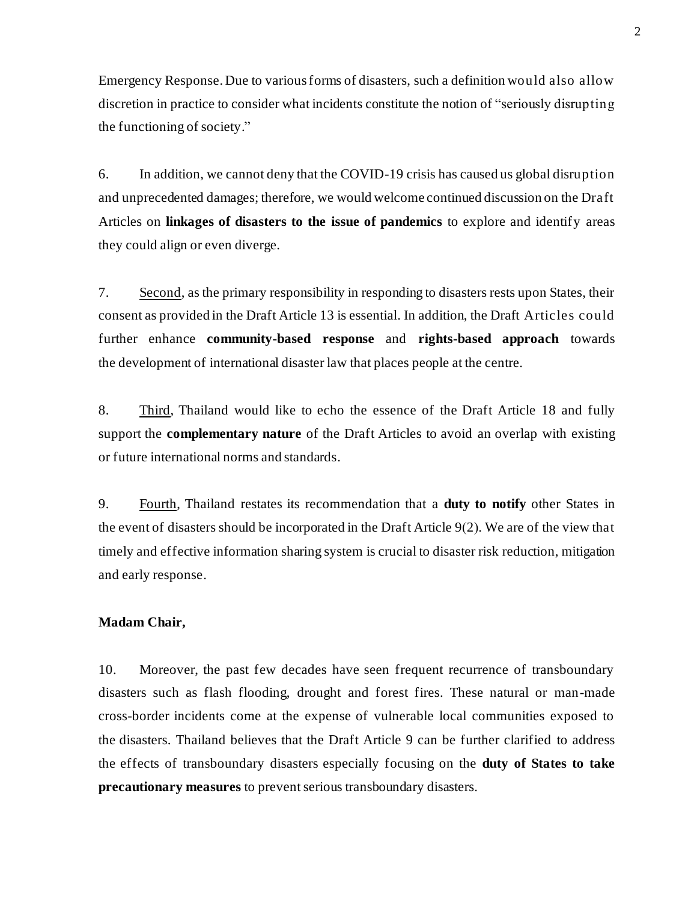Emergency Response. Due to various forms of disasters, such a definition would also allow discretion in practice to consider what incidents constitute the notion of "seriously disrupting the functioning of society."

6. In addition, we cannot deny that the COVID-19 crisis has caused us global disruption and unprecedented damages; therefore, we would welcome continued discussion on the Draft Articles on **linkages of disasters to the issue of pandemics** to explore and identify areas they could align or even diverge.

7. Second, as the primary responsibility in responding to disasters rests upon States, their consent as provided in the Draft Article 13 is essential. In addition, the Draft Articles could further enhance **community-based response** and **rights-based approach** towards the development of international disaster law that places people at the centre.

8. Third, Thailand would like to echo the essence of the Draft Article 18 and fully support the **complementary nature** of the Draft Articles to avoid an overlap with existing or future international norms and standards.

9. Fourth, Thailand restates its recommendation that a **duty to notify** other States in the event of disasters should be incorporated in the Draft Article 9(2). We are of the view that timely and effective information sharing system is crucial to disaster risk reduction, mitigation and early response.

**Madam Chair,**

10. Moreover, the past few decades have seen frequent recurrence of transboundary disasters such as flash flooding, drought and forest fires. These natural or man-made cross-border incidents come at the expense of vulnerable local communities exposed to the disasters. Thailand believes that the Draft Article 9 can be further clarified to address the effects of transboundary disasters especially focusing on the **duty of States to take precautionary measures** to prevent serious transboundary disasters.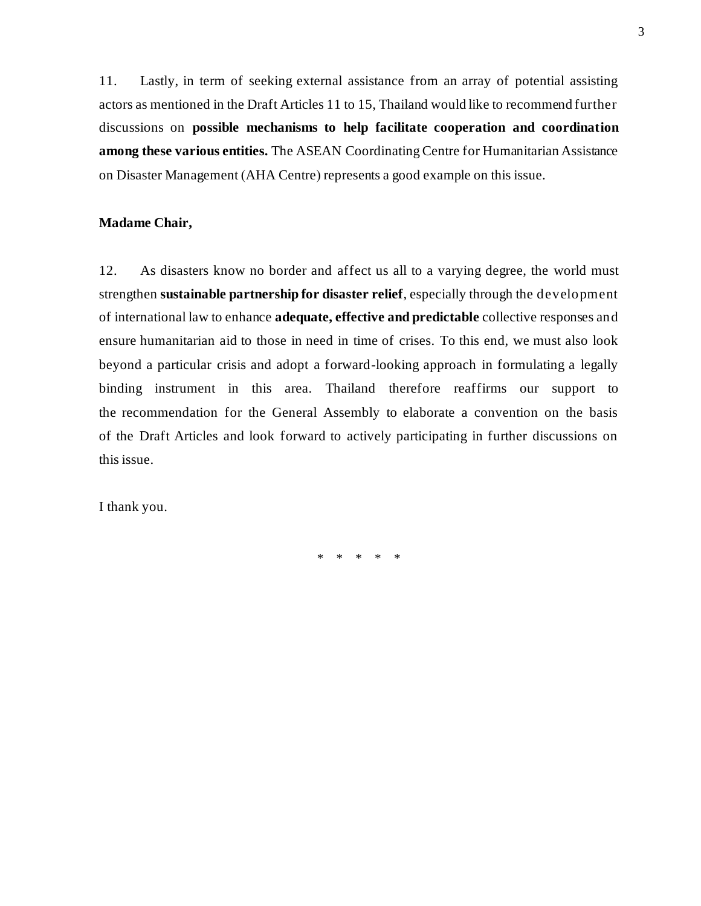11. Lastly, in term of seeking external assistance from an array of potential assisting actors as mentioned in the Draft Articles 11 to 15, Thailand would like to recommend further discussions on **possible mechanisms to help facilitate cooperation and coordination among these various entities.** The ASEAN Coordinating Centre for Humanitarian Assistance on Disaster Management (AHA Centre) represents a good example on this issue.

**Madame Chair,**

12. As disasters know no border and affect us all to a varying degree, the world must strengthen **sustainable partnership for disaster relief**, especially through the development of international law to enhance **adequate, effective and predictable** collective responses and ensure humanitarian aid to those in need in time of crises. To this end, we must also look beyond a particular crisis and adopt a forward-looking approach in formulating a legally binding instrument in this area. Thailand therefore reaffirms our support to the recommendation for the General Assembly to elaborate a convention on the basis of the Draft Articles and look forward to actively participating in further discussions on this issue.

I thank you.

* * * * *